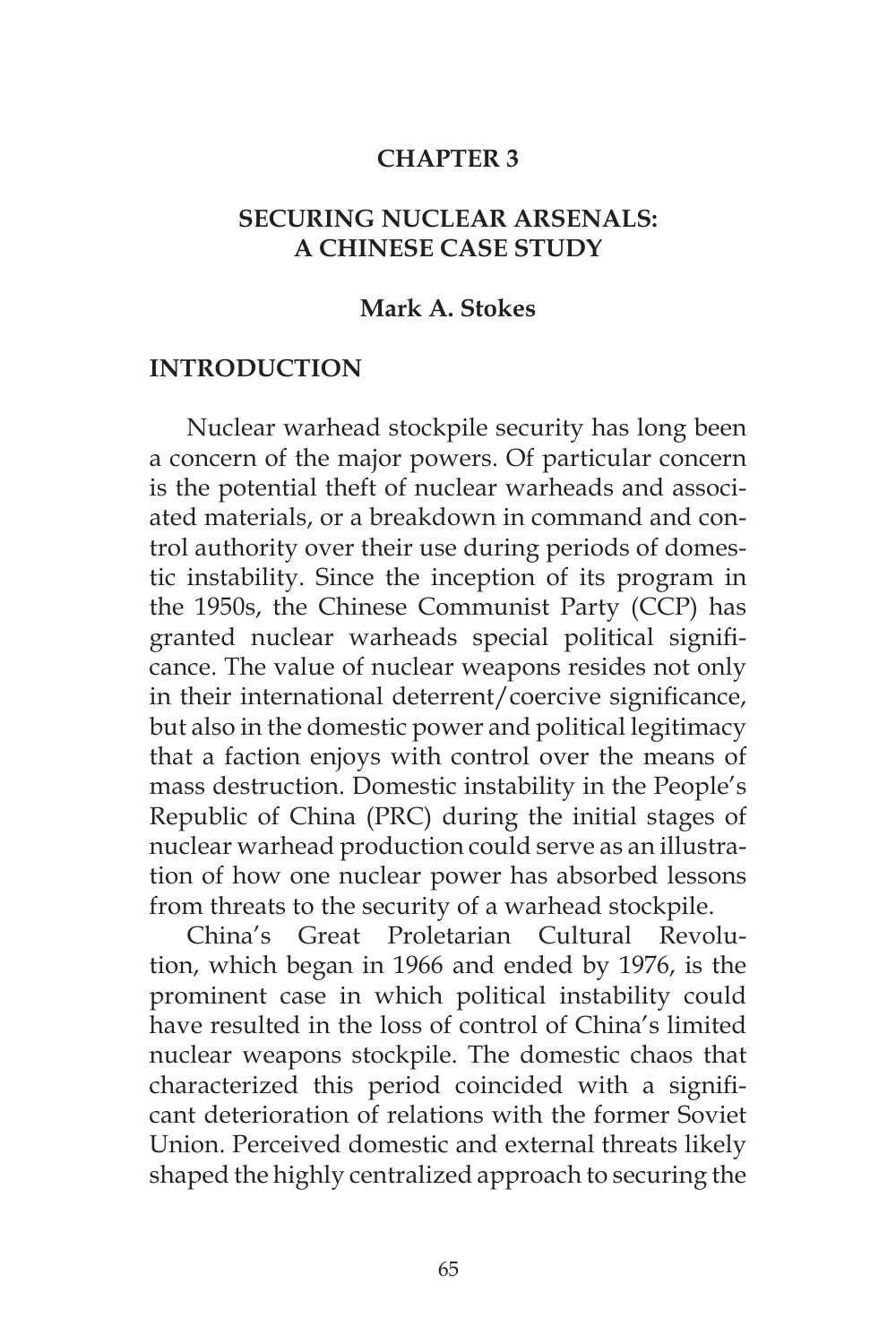# CHAPTER 3

## SECURING NUCLEAR ARSENALS: A CHINESE CASE STUDY

**Mark A. Stokes**

## INTRODUCTION

Nuclear warhead stockpile security has long been a concern of the major powers. Of particular concern is the potential theft of nuclear warheads and associated materials, or a breakdown in command and control authority over their use during periods of domestic instability. Since the inception of its program in the 1950s, the Chinese Communist Party (CCP) has granted nuclear warheads special political significance. The value of nuclear weapons resides not only in their international deterrent/coercive significance, but also in the domestic power and political legitimacy that a faction enjoys with control over the means of mass destruction. Domestic instability in the People's Republic of China (PRC) during the initial stages of nuclear warhead production could serve as an illustration of how one nuclear power has absorbed lessons from threats to the security of a warhead stockpile.

China's Great Proletarian Cultural Revolution, which began in 1966 and ended by 1976, is the prominent case in which political instability could have resulted in the loss of control of China's limited nuclear weapons stockpile. The domestic chaos that characterized this period coincided with a significant deterioration of relations with the former Soviet Union. Perceived domestic and external threats likely shaped the highly centralized approach to securing the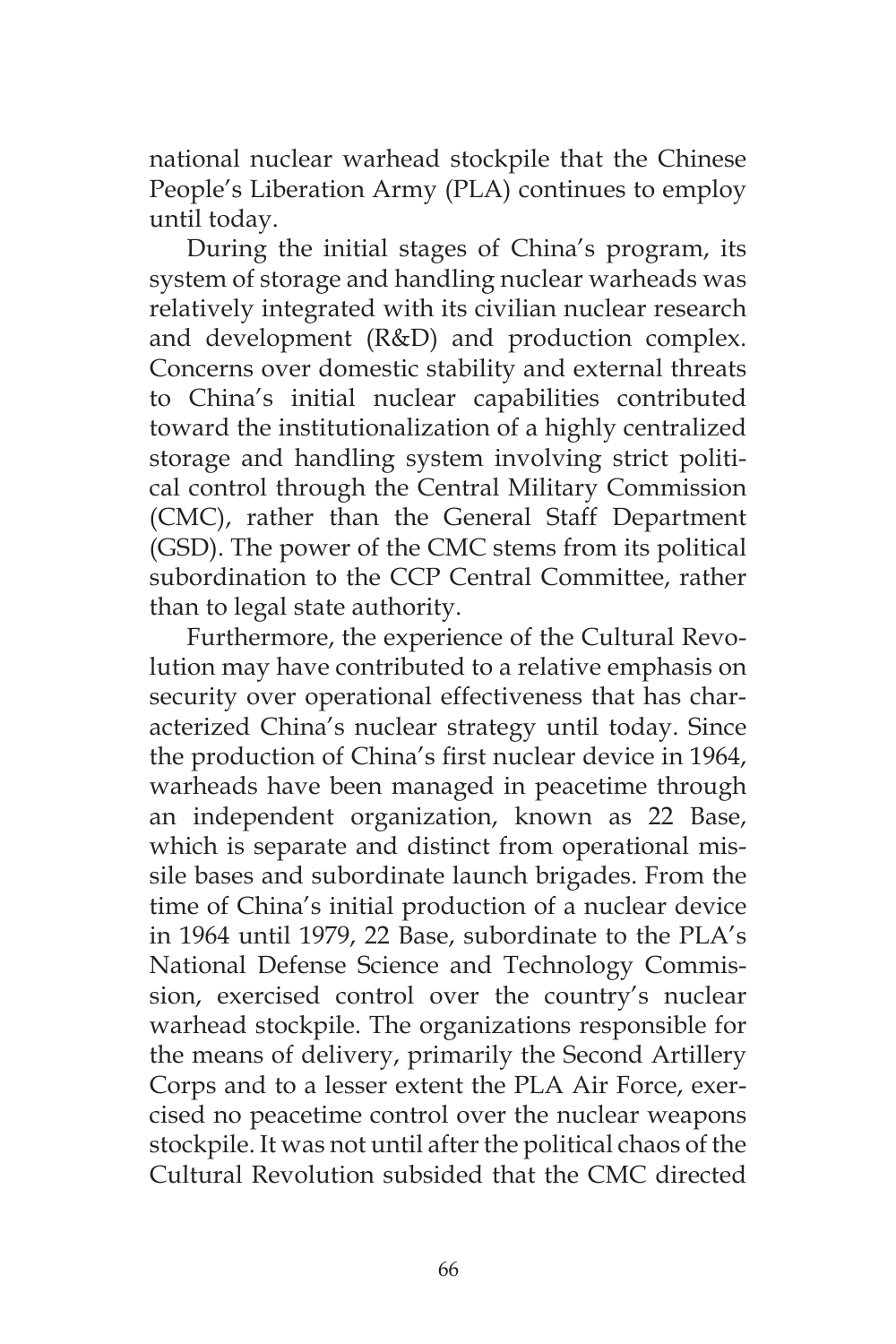national nuclear warhead stockpile that the Chinese People's Liberation Army (PLA) continues to employ until today.

During the initial stages of China's program, its system of storage and handling nuclear warheads was relatively integrated with its civilian nuclear research and development (R&D) and production complex. Concerns over domestic stability and external threats to China's initial nuclear capabilities contributed toward the institutionalization of a highly centralized storage and handling system involving strict political control through the Central Military Commission (CMC), rather than the General Staff Department (GSD). The power of the CMC stems from its political subordination to the CCP Central Committee, rather than to legal state authority.

Furthermore, the experience of the Cultural Revolution may have contributed to a relative emphasis on security over operational effectiveness that has characterized China's nuclear strategy until today. Since the production of China's first nuclear device in 1964, warheads have been managed in peacetime through an independent organization, known as 22 Base, which is separate and distinct from operational missile bases and subordinate launch brigades. From the time of China's initial production of a nuclear device in 1964 until 1979, 22 Base, subordinate to the PLA's National Defense Science and Technology Commission, exercised control over the country's nuclear warhead stockpile. The organizations responsible for the means of delivery, primarily the Second Artillery Corps and to a lesser extent the PLA Air Force, exercised no peacetime control over the nuclear weapons stockpile. It was not until after the political chaos of the Cultural Revolution subsided that the CMC directed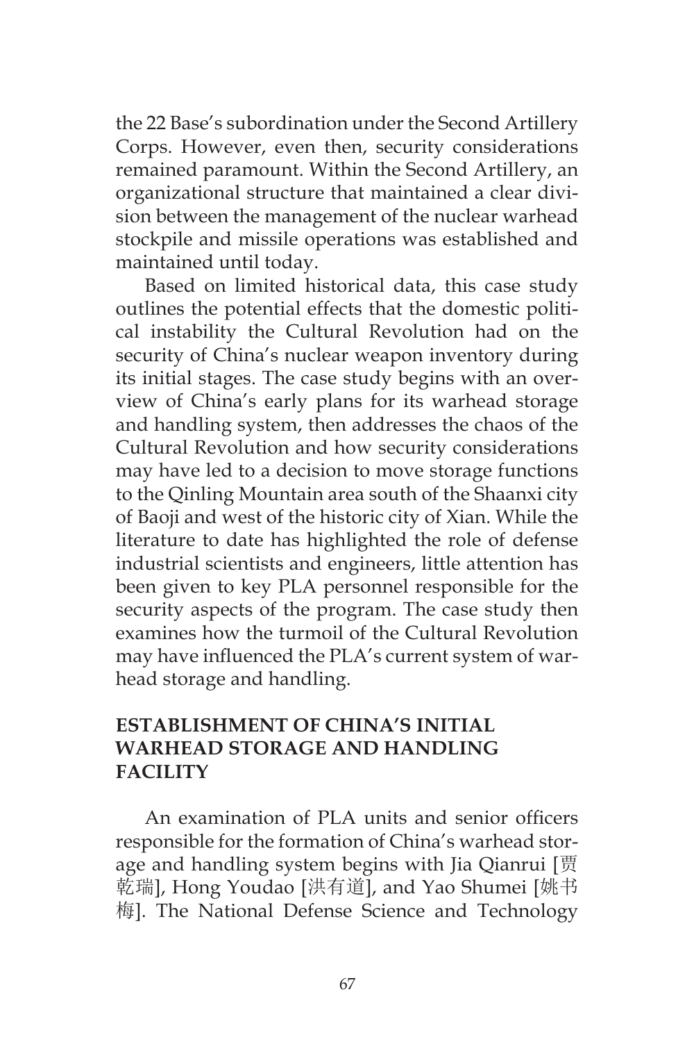the 22 Base's subordination under the Second Artillery Corps. However, even then, security considerations remained paramount. Within the Second Artillery, an organizational structure that maintained a clear division between the management of the nuclear warhead stockpile and missile operations was established and maintained until today.

Based on limited historical data, this case study outlines the potential effects that the domestic political instability the Cultural Revolution had on the security of China's nuclear weapon inventory during its initial stages. The case study begins with an overview of China's early plans for its warhead storage and handling system, then addresses the chaos of the Cultural Revolution and how security considerations may have led to a decision to move storage functions to the Qinling Mountain area south of the Shaanxi city of Baoji and west of the historic city of Xian. While the literature to date has highlighted the role of defense industrial scientists and engineers, little attention has been given to key PLA personnel responsible for the security aspects of the program. The case study then examines how the turmoil of the Cultural Revolution may have influenced the PLA's current system of warhead storage and handling.

## ESTABLISHMENT OF CHINA'S INITIAL WARHEAD STORAGE AND HANDLING FACILITY

An examination of PLA units and senior officers responsible for the formation of China's warhead storage and handling system begins with Jia Qianrui [贾乾瑞], Hong Youdao [洪有道], and Yao Shumei [姚书梅]. The National Defense Science and Technology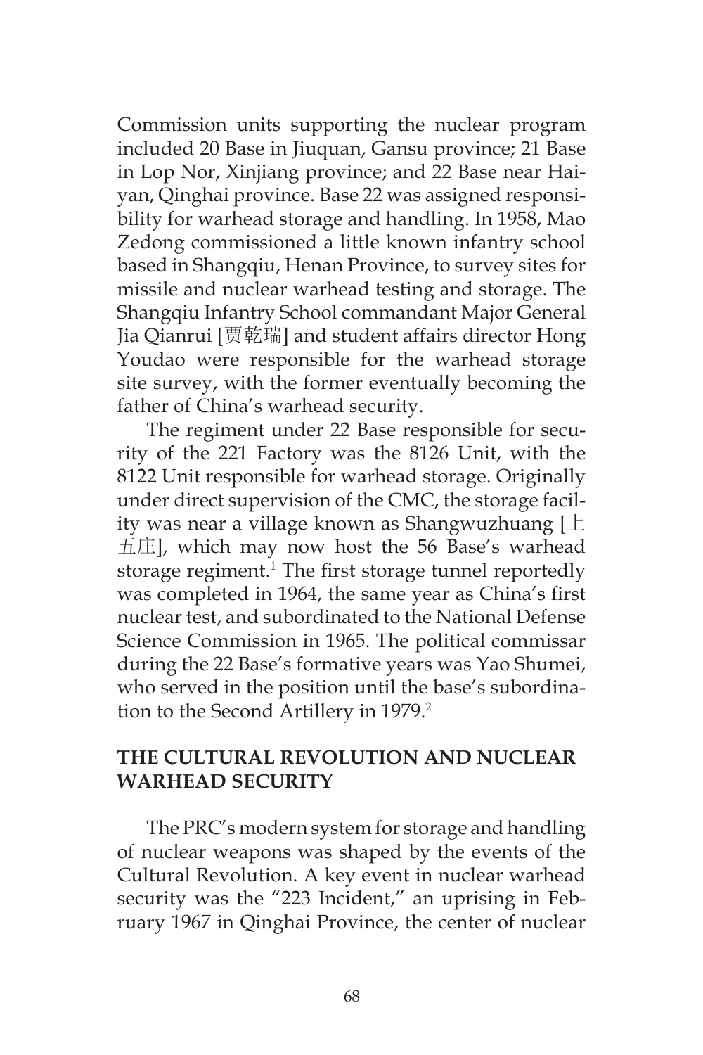Commission units supporting the nuclear program included 20 Base in Jiuquan, Gansu province; 21 Base in Lop Nor, Xinjiang province; and 22 Base near Haiyan, Qinghai province. Base 22 was assigned responsibility for warhead storage and handling. In 1958, Mao Zedong commissioned a little known infantry school based in Shangqiu, Henan Province, to survey sites for missile and nuclear warhead testing and storage. The Shangqiu Infantry School commandant Major General Jia Qianrui [贾乾瑞] and student affairs director Hong Youdao were responsible for the warhead storage site survey, with the former eventually becoming the father of China's warhead security.

The regiment under 22 Base responsible for security of the 221 Factory was the 8126 Unit, with the 8122 Unit responsible for warhead storage. Originally under direct supervision of the CMC, the storage facility was near a village known as Shangwuzhuang [上五庄], which may now host the 56 Base's warhead storage regiment.[1] The first storage tunnel reportedly was completed in 1964, the same year as China's first nuclear test, and subordinated to the National Defense Science Commission in 1965. The political commissar during the 22 Base's formative years was Yao Shumei, who served in the position until the base's subordination to the Second Artillery in 1979.[2]

## THE CULTURAL REVOLUTION AND NUCLEAR WARHEAD SECURITY

The PRC's modern system for storage and handling of nuclear weapons was shaped by the events of the Cultural Revolution. A key event in nuclear warhead security was the "223 Incident," an uprising in February 1967 in Qinghai Province, the center of nuclear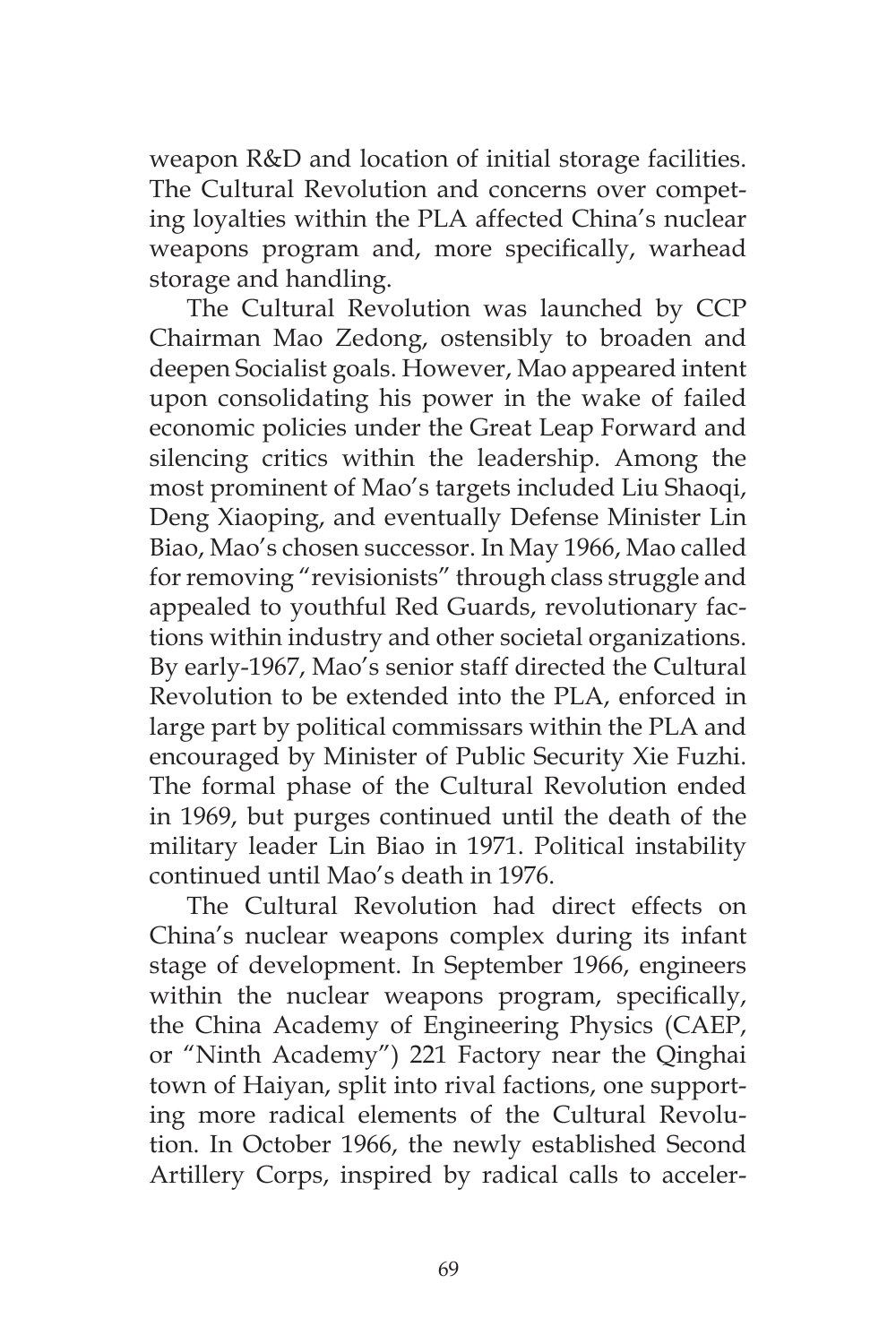weapon R&D and location of initial storage facilities. The Cultural Revolution and concerns over competing loyalties within the PLA affected China's nuclear weapons program and, more specifically, warhead storage and handling.

The Cultural Revolution was launched by CCP Chairman Mao Zedong, ostensibly to broaden and deepen Socialist goals. However, Mao appeared intent upon consolidating his power in the wake of failed economic policies under the Great Leap Forward and silencing critics within the leadership. Among the most prominent of Mao's targets included Liu Shaoqi, Deng Xiaoping, and eventually Defense Minister Lin Biao, Mao's chosen successor. In May 1966, Mao called for removing "revisionists" through class struggle and appealed to youthful Red Guards, revolutionary factions within industry and other societal organizations. By early-1967, Mao's senior staff directed the Cultural Revolution to be extended into the PLA, enforced in large part by political commissars within the PLA and encouraged by Minister of Public Security Xie Fuzhi. The formal phase of the Cultural Revolution ended in 1969, but purges continued until the death of the military leader Lin Biao in 1971. Political instability continued until Mao's death in 1976.

The Cultural Revolution had direct effects on China's nuclear weapons complex during its infant stage of development. In September 1966, engineers within the nuclear weapons program, specifically, the China Academy of Engineering Physics (CAEP, or "Ninth Academy") 221 Factory near the Qinghai town of Haiyan, split into rival factions, one supporting more radical elements of the Cultural Revolution. In October 1966, the newly established Second Artillery Corps, inspired by radical calls to acceler-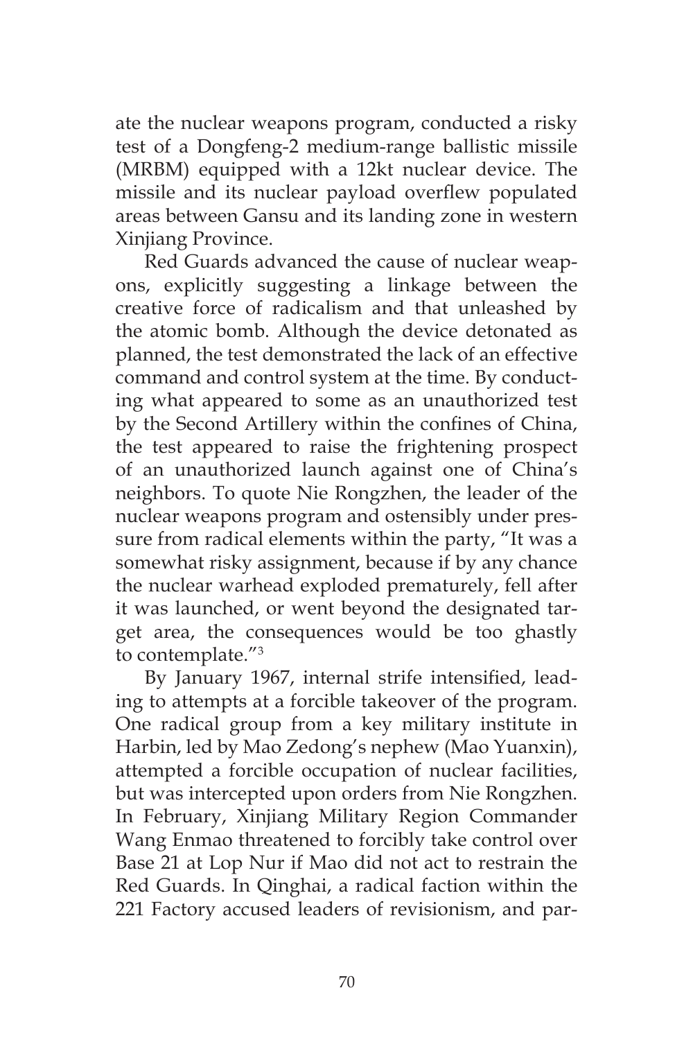ate the nuclear weapons program, conducted a risky test of a Dongfeng-2 medium-range ballistic missile (MRBM) equipped with a 12kt nuclear device. The missile and its nuclear payload overflew populated areas between Gansu and its landing zone in western Xinjiang Province.

Red Guards advanced the cause of nuclear weapons, explicitly suggesting a linkage between the creative force of radicalism and that unleashed by the atomic bomb. Although the device detonated as planned, the test demonstrated the lack of an effective command and control system at the time. By conducting what appeared to some as an unauthorized test by the Second Artillery within the confines of China, the test appeared to raise the frightening prospect of an unauthorized launch against one of China's neighbors. To quote Nie Rongzhen, the leader of the nuclear weapons program and ostensibly under pressure from radical elements within the party, "It was a somewhat risky assignment, because if by any chance the nuclear warhead exploded prematurely, fell after it was launched, or went beyond the designated target area, the consequences would be too ghastly to contemplate."[3]

By January 1967, internal strife intensified, leading to attempts at a forcible takeover of the program. One radical group from a key military institute in Harbin, led by Mao Zedong's nephew (Mao Yuanxin), attempted a forcible occupation of nuclear facilities, but was intercepted upon orders from Nie Rongzhen. In February, Xinjiang Military Region Commander Wang Enmao threatened to forcibly take control over Base 21 at Lop Nur if Mao did not act to restrain the Red Guards. In Qinghai, a radical faction within the 221 Factory accused leaders of revisionism, and par-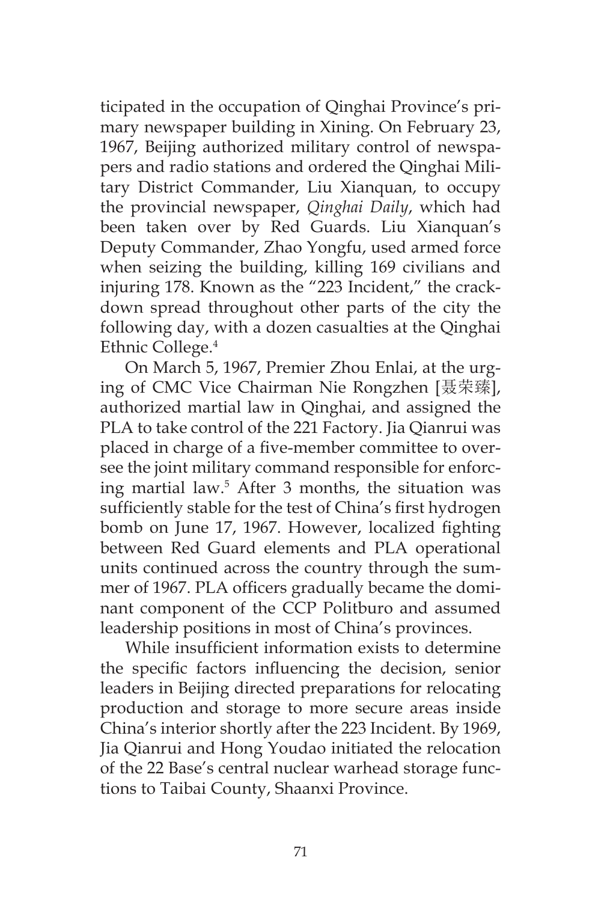ticipated in the occupation of Qinghai Province's primary newspaper building in Xining. On February 23, 1967, Beijing authorized military control of newspapers and radio stations and ordered the Qinghai Military District Commander, Liu Xianquan, to occupy the provincial newspaper, *Qinghai Daily*, which had been taken over by Red Guards. Liu Xianquan's Deputy Commander, Zhao Yongfu, used armed force when seizing the building, killing 169 civilians and injuring 178. Known as the "223 Incident," the crackdown spread throughout other parts of the city the following day, with a dozen casualties at the Qinghai Ethnic College.[4]

On March 5, 1967, Premier Zhou Enlai, at the urging of CMC Vice Chairman Nie Rongzhen [聂荣臻], authorized martial law in Qinghai, and assigned the PLA to take control of the 221 Factory. Jia Qianrui was placed in charge of a five-member committee to oversee the joint military command responsible for enforcing martial law.[5] After 3 months, the situation was sufficiently stable for the test of China's first hydrogen bomb on June 17, 1967. However, localized fighting between Red Guard elements and PLA operational units continued across the country through the summer of 1967. PLA officers gradually became the dominant component of the CCP Politburo and assumed leadership positions in most of China's provinces.

While insufficient information exists to determine the specific factors influencing the decision, senior leaders in Beijing directed preparations for relocating production and storage to more secure areas inside China's interior shortly after the 223 Incident. By 1969, Jia Qianrui and Hong Youdao initiated the relocation of the 22 Base's central nuclear warhead storage functions to Taibai County, Shaanxi Province.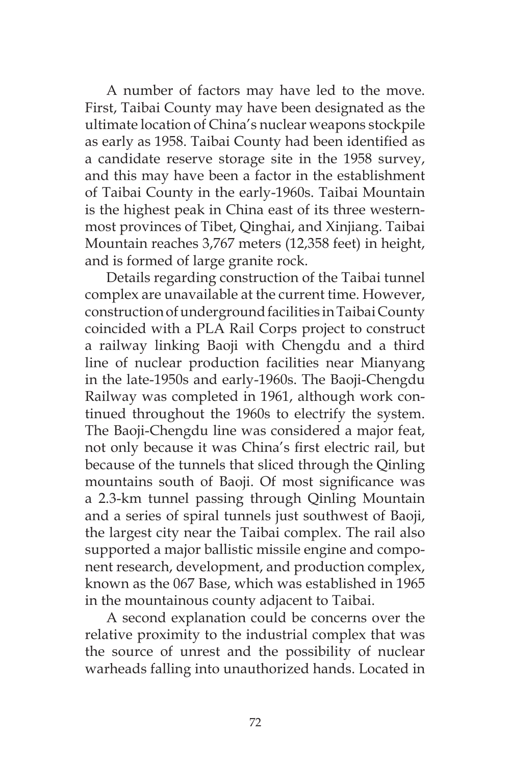A number of factors may have led to the move. First, Taibai County may have been designated as the ultimate location of China's nuclear weapons stockpile as early as 1958. Taibai County had been identified as a candidate reserve storage site in the 1958 survey, and this may have been a factor in the establishment of Taibai County in the early-1960s. Taibai Mountain is the highest peak in China east of its three western-most provinces of Tibet, Qinghai, and Xinjiang. Taibai Mountain reaches 3,767 meters (12,358 feet) in height, and is formed of large granite rock.

Details regarding construction of the Taibai tunnel complex are unavailable at the current time. However, construction of underground facilities in Taibai County coincided with a PLA Rail Corps project to construct a railway linking Baoji with Chengdu and a third line of nuclear production facilities near Mianyang in the late-1950s and early-1960s. The Baoji-Chengdu Railway was completed in 1961, although work continued throughout the 1960s to electrify the system. The Baoji-Chengdu line was considered a major feat, not only because it was China's first electric rail, but because of the tunnels that sliced through the Qinling mountains south of Baoji. Of most significance was a 2.3-km tunnel passing through Qinling Mountain and a series of spiral tunnels just southwest of Baoji, the largest city near the Taibai complex. The rail also supported a major ballistic missile engine and component research, development, and production complex, known as the 067 Base, which was established in 1965 in the mountainous county adjacent to Taibai.

A second explanation could be concerns over the relative proximity to the industrial complex that was the source of unrest and the possibility of nuclear warheads falling into unauthorized hands. Located in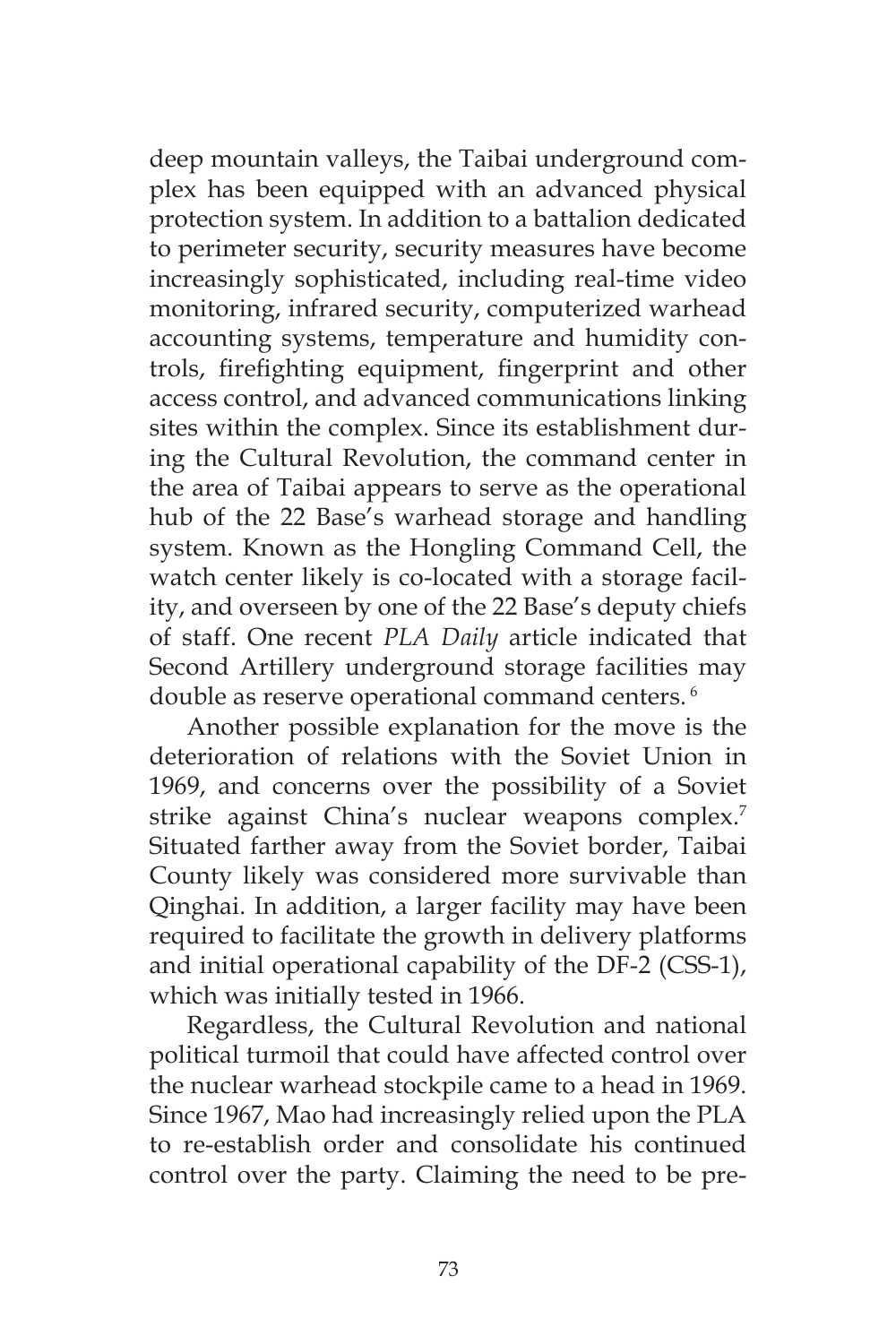deep mountain valleys, the Taibai underground complex has been equipped with an advanced physical protection system. In addition to a battalion dedicated to perimeter security, security measures have become increasingly sophisticated, including real-time video monitoring, infrared security, computerized warhead accounting systems, temperature and humidity controls, firefighting equipment, fingerprint and other access control, and advanced communications linking sites within the complex. Since its establishment during the Cultural Revolution, the command center in the area of Taibai appears to serve as the operational hub of the 22 Base's warhead storage and handling system. Known as the Hongling Command Cell, the watch center likely is co-located with a storage facility, and overseen by one of the 22 Base's deputy chiefs of staff. One recent *PLA Daily* article indicated that Second Artillery underground storage facilities may double as reserve operational command centers. [6]

Another possible explanation for the move is the deterioration of relations with the Soviet Union in 1969, and concerns over the possibility of a Soviet strike against China's nuclear weapons complex.[7] Situated farther away from the Soviet border, Taibai County likely was considered more survivable than Qinghai. In addition, a larger facility may have been required to facilitate the growth in delivery platforms and initial operational capability of the DF-2 (CSS-1), which was initially tested in 1966.

Regardless, the Cultural Revolution and national political turmoil that could have affected control over the nuclear warhead stockpile came to a head in 1969. Since 1967, Mao had increasingly relied upon the PLA to re-establish order and consolidate his continued control over the party. Claiming the need to be pre-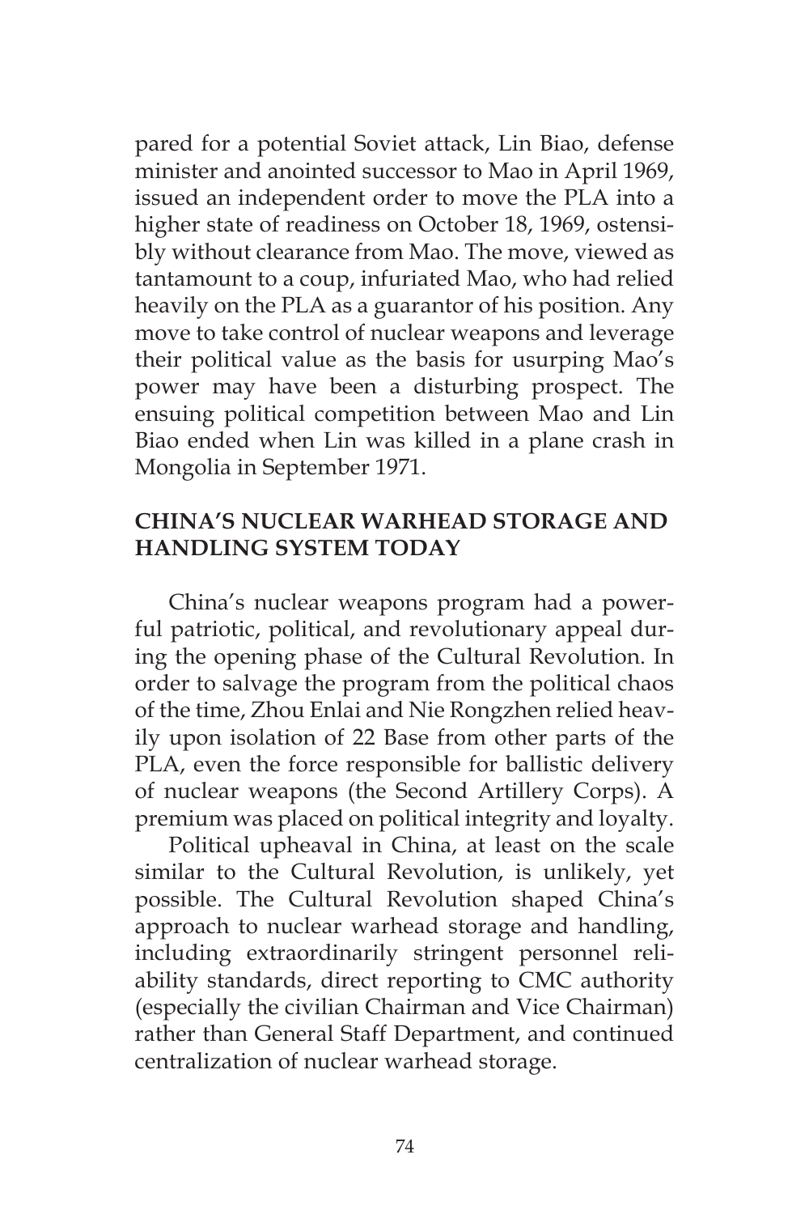pared for a potential Soviet attack, Lin Biao, defense minister and anointed successor to Mao in April 1969, issued an independent order to move the PLA into a higher state of readiness on October 18, 1969, ostensibly without clearance from Mao. The move, viewed as tantamount to a coup, infuriated Mao, who had relied heavily on the PLA as a guarantor of his position. Any move to take control of nuclear weapons and leverage their political value as the basis for usurping Mao's power may have been a disturbing prospect. The ensuing political competition between Mao and Lin Biao ended when Lin was killed in a plane crash in Mongolia in September 1971.

## CHINA'S NUCLEAR WARHEAD STORAGE AND HANDLING SYSTEM TODAY

China's nuclear weapons program had a powerful patriotic, political, and revolutionary appeal during the opening phase of the Cultural Revolution. In order to salvage the program from the political chaos of the time, Zhou Enlai and Nie Rongzhen relied heavily upon isolation of 22 Base from other parts of the PLA, even the force responsible for ballistic delivery of nuclear weapons (the Second Artillery Corps). A premium was placed on political integrity and loyalty.

Political upheaval in China, at least on the scale similar to the Cultural Revolution, is unlikely, yet possible. The Cultural Revolution shaped China's approach to nuclear warhead storage and handling, including extraordinarily stringent personnel reliability standards, direct reporting to CMC authority (especially the civilian Chairman and Vice Chairman) rather than General Staff Department, and continued centralization of nuclear warhead storage.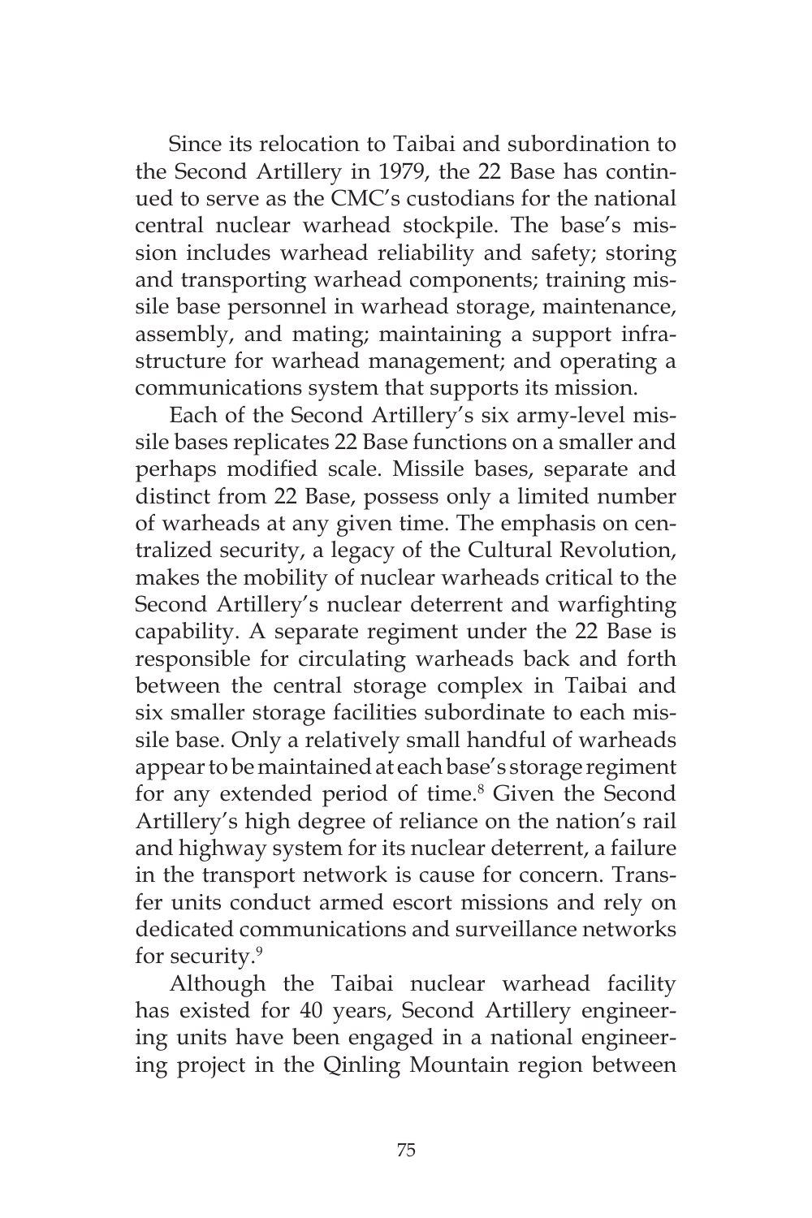Since its relocation to Taibai and subordination to the Second Artillery in 1979, the 22 Base has continued to serve as the CMC's custodians for the national central nuclear warhead stockpile. The base's mission includes warhead reliability and safety; storing and transporting warhead components; training missile base personnel in warhead storage, maintenance, assembly, and mating; maintaining a support infrastructure for warhead management; and operating a communications system that supports its mission.

Each of the Second Artillery's six army-level missile bases replicates 22 Base functions on a smaller and perhaps modified scale. Missile bases, separate and distinct from 22 Base, possess only a limited number of warheads at any given time. The emphasis on centralized security, a legacy of the Cultural Revolution, makes the mobility of nuclear warheads critical to the Second Artillery's nuclear deterrent and warfighting capability. A separate regiment under the 22 Base is responsible for circulating warheads back and forth between the central storage complex in Taibai and six smaller storage facilities subordinate to each missile base. Only a relatively small handful of warheads appear to be maintained at each base's storage regiment for any extended period of time.[8] Given the Second Artillery's high degree of reliance on the nation's rail and highway system for its nuclear deterrent, a failure in the transport network is cause for concern. Transfer units conduct armed escort missions and rely on dedicated communications and surveillance networks for security.[9]

Although the Taibai nuclear warhead facility has existed for 40 years, Second Artillery engineering units have been engaged in a national engineering project in the Qinling Mountain region between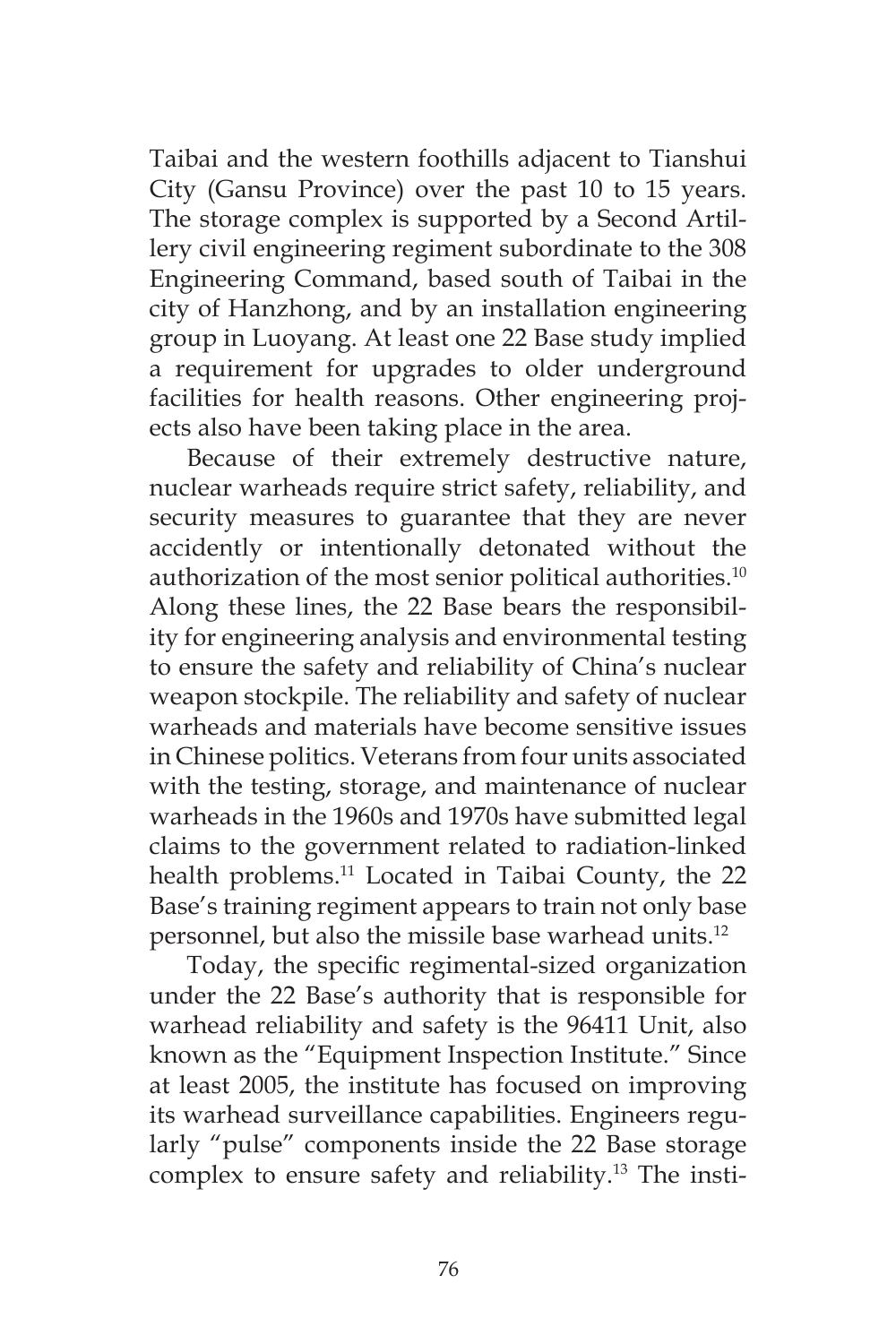Taibai and the western foothills adjacent to Tianshui City (Gansu Province) over the past 10 to 15 years. The storage complex is supported by a Second Artillery civil engineering regiment subordinate to the 308 Engineering Command, based south of Taibai in the city of Hanzhong, and by an installation engineering group in Luoyang. At least one 22 Base study implied a requirement for upgrades to older underground facilities for health reasons. Other engineering projects also have been taking place in the area.

Because of their extremely destructive nature, nuclear warheads require strict safety, reliability, and security measures to guarantee that they are never accidently or intentionally detonated without the authorization of the most senior political authorities.[10] Along these lines, the 22 Base bears the responsibility for engineering analysis and environmental testing to ensure the safety and reliability of China's nuclear weapon stockpile. The reliability and safety of nuclear warheads and materials have become sensitive issues in Chinese politics. Veterans from four units associated with the testing, storage, and maintenance of nuclear warheads in the 1960s and 1970s have submitted legal claims to the government related to radiation-linked health problems.[11] Located in Taibai County, the 22 Base's training regiment appears to train not only base personnel, but also the missile base warhead units.[12]

Today, the specific regimental-sized organization under the 22 Base's authority that is responsible for warhead reliability and safety is the 96411 Unit, also known as the "Equipment Inspection Institute." Since at least 2005, the institute has focused on improving its warhead surveillance capabilities. Engineers regularly "pulse" components inside the 22 Base storage complex to ensure safety and reliability.[13] The insti-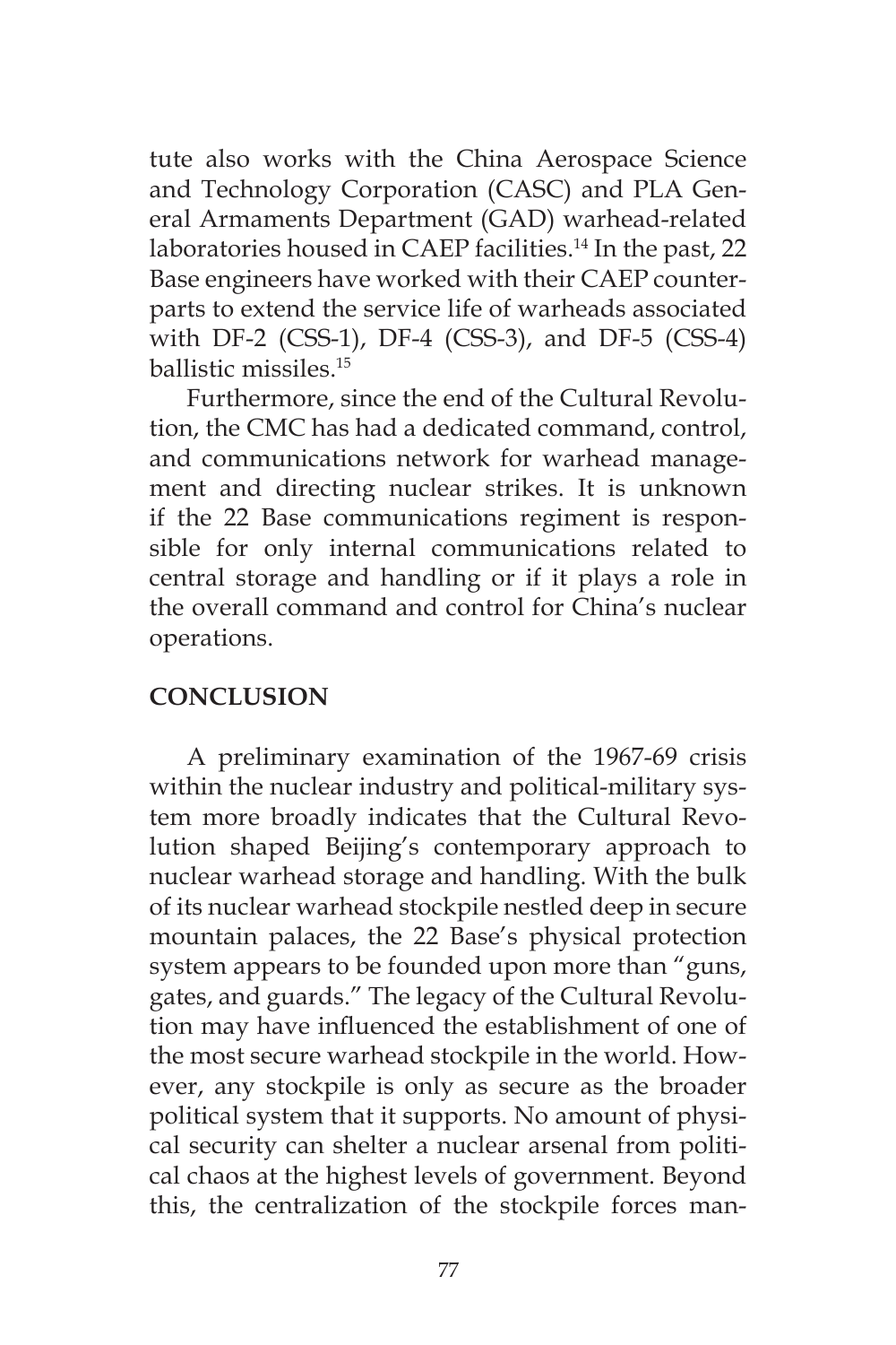tute also works with the China Aerospace Science and Technology Corporation (CASC) and PLA General Armaments Department (GAD) warhead-related laboratories housed in CAEP facilities.[14] In the past, 22 Base engineers have worked with their CAEP counterparts to extend the service life of warheads associated with DF-2 (CSS-1), DF-4 (CSS-3), and DF-5 (CSS-4) ballistic missiles.[15]

Furthermore, since the end of the Cultural Revolution, the CMC has had a dedicated command, control, and communications network for warhead management and directing nuclear strikes. It is unknown if the 22 Base communications regiment is responsible for only internal communications related to central storage and handling or if it plays a role in the overall command and control for China's nuclear operations.

## CONCLUSION

A preliminary examination of the 1967-69 crisis within the nuclear industry and political-military system more broadly indicates that the Cultural Revolution shaped Beijing's contemporary approach to nuclear warhead storage and handling. With the bulk of its nuclear warhead stockpile nestled deep in secure mountain palaces, the 22 Base's physical protection system appears to be founded upon more than "guns, gates, and guards." The legacy of the Cultural Revolution may have influenced the establishment of one of the most secure warhead stockpile in the world. However, any stockpile is only as secure as the broader political system that it supports. No amount of physical security can shelter a nuclear arsenal from political chaos at the highest levels of government. Beyond this, the centralization of the stockpile forces man-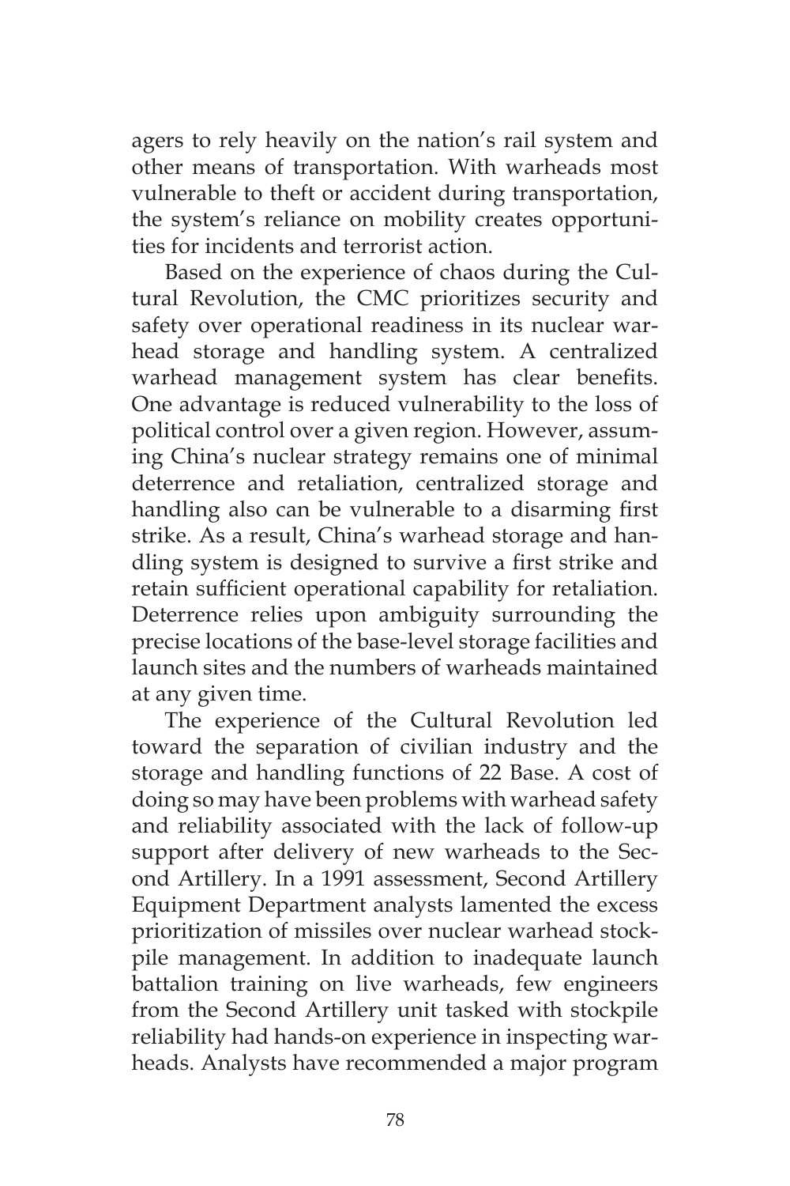agers to rely heavily on the nation's rail system and other means of transportation. With warheads most vulnerable to theft or accident during transportation, the system's reliance on mobility creates opportunities for incidents and terrorist action.

Based on the experience of chaos during the Cultural Revolution, the CMC prioritizes security and safety over operational readiness in its nuclear warhead storage and handling system. A centralized warhead management system has clear benefits. One advantage is reduced vulnerability to the loss of political control over a given region. However, assuming China's nuclear strategy remains one of minimal deterrence and retaliation, centralized storage and handling also can be vulnerable to a disarming first strike. As a result, China's warhead storage and handling system is designed to survive a first strike and retain sufficient operational capability for retaliation. Deterrence relies upon ambiguity surrounding the precise locations of the base-level storage facilities and launch sites and the numbers of warheads maintained at any given time.

The experience of the Cultural Revolution led toward the separation of civilian industry and the storage and handling functions of 22 Base. A cost of doing so may have been problems with warhead safety and reliability associated with the lack of follow-up support after delivery of new warheads to the Second Artillery. In a 1991 assessment, Second Artillery Equipment Department analysts lamented the excess prioritization of missiles over nuclear warhead stockpile management. In addition to inadequate launch battalion training on live warheads, few engineers from the Second Artillery unit tasked with stockpile reliability had hands-on experience in inspecting warheads. Analysts have recommended a major program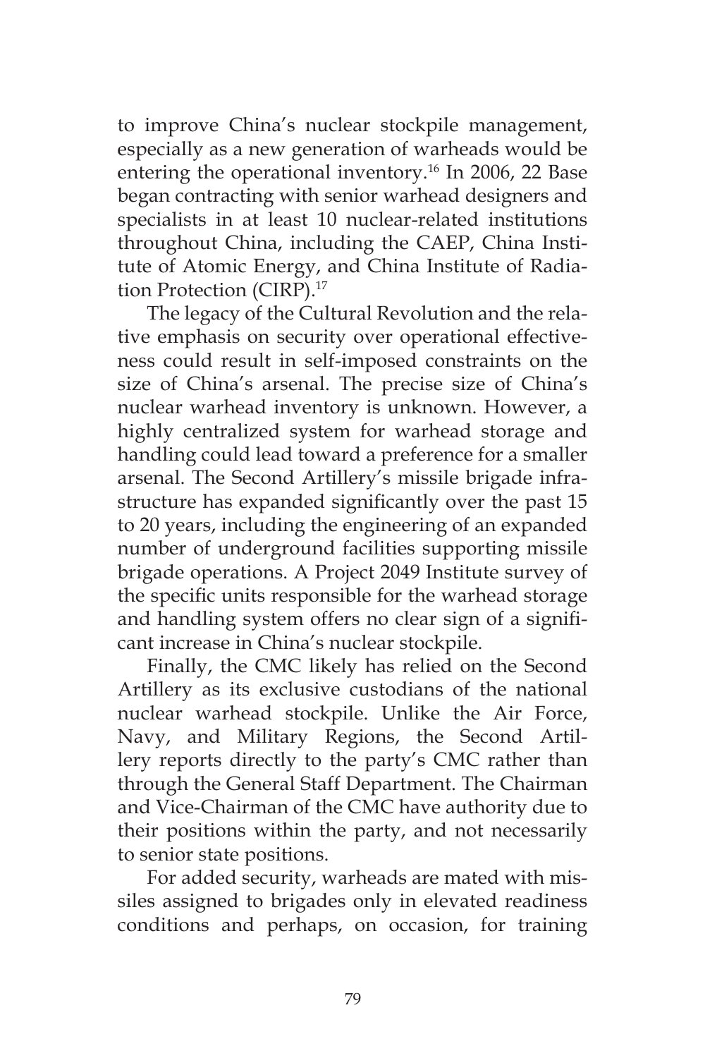to improve China's nuclear stockpile management, especially as a new generation of warheads would be entering the operational inventory.[16] In 2006, 22 Base began contracting with senior warhead designers and specialists in at least 10 nuclear-related institutions throughout China, including the CAEP, China Institute of Atomic Energy, and China Institute of Radiation Protection (CIRP).[17]

The legacy of the Cultural Revolution and the relative emphasis on security over operational effectiveness could result in self-imposed constraints on the size of China's arsenal. The precise size of China's nuclear warhead inventory is unknown. However, a highly centralized system for warhead storage and handling could lead toward a preference for a smaller arsenal. The Second Artillery's missile brigade infrastructure has expanded significantly over the past 15 to 20 years, including the engineering of an expanded number of underground facilities supporting missile brigade operations. A Project 2049 Institute survey of the specific units responsible for the warhead storage and handling system offers no clear sign of a significant increase in China's nuclear stockpile.

Finally, the CMC likely has relied on the Second Artillery as its exclusive custodians of the national nuclear warhead stockpile. Unlike the Air Force, Navy, and Military Regions, the Second Artillery reports directly to the party's CMC rather than through the General Staff Department. The Chairman and Vice-Chairman of the CMC have authority due to their positions within the party, and not necessarily to senior state positions.

For added security, warheads are mated with missiles assigned to brigades only in elevated readiness conditions and perhaps, on occasion, for training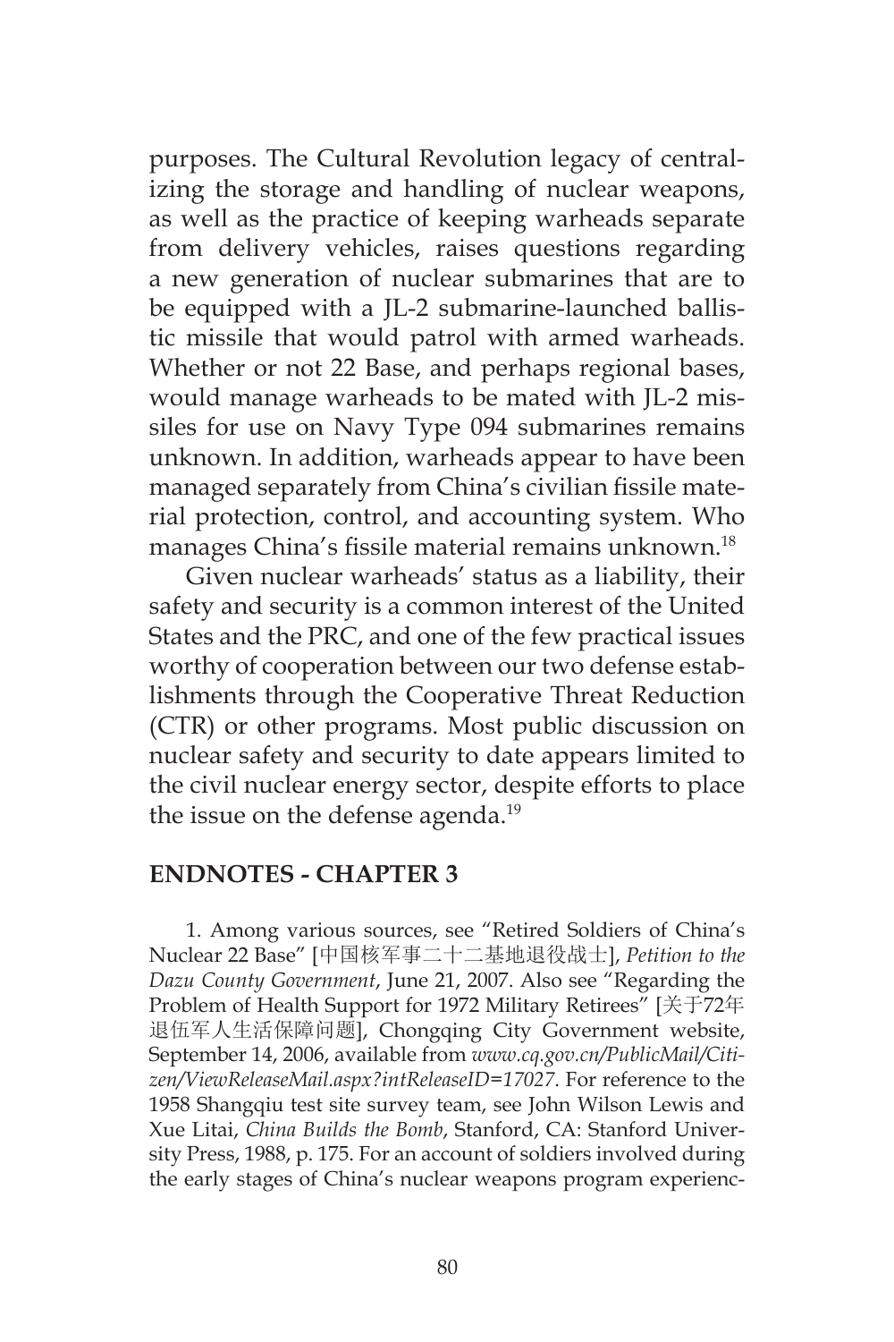purposes. The Cultural Revolution legacy of centralizing the storage and handling of nuclear weapons, as well as the practice of keeping warheads separate from delivery vehicles, raises questions regarding a new generation of nuclear submarines that are to be equipped with a JL-2 submarine-launched ballistic missile that would patrol with armed warheads. Whether or not 22 Base, and perhaps regional bases, would manage warheads to be mated with JL-2 missiles for use on Navy Type 094 submarines remains unknown. In addition, warheads appear to have been managed separately from China's civilian fissile material protection, control, and accounting system. Who manages China's fissile material remains unknown.[18]

Given nuclear warheads' status as a liability, their safety and security is a common interest of the United States and the PRC, and one of the few practical issues worthy of cooperation between our two defense establishments through the Cooperative Threat Reduction (CTR) or other programs. Most public discussion on nuclear safety and security to date appears limited to the civil nuclear energy sector, despite efforts to place the issue on the defense agenda.[19]

## ENDNOTES - CHAPTER 3

1. Among various sources, see "Retired Soldiers of China's Nuclear 22 Base" [中国核军事二十二基地退役战士], *Petition to the Dazu County Government*, June 21, 2007. Also see "Regarding the Problem of Health Support for 1972 Military Retirees" [关于72年退伍军人生活保障问题], Chongqing City Government website, September 14, 2006, available from *www.cq.gov.cn/PublicMail/Citizen/ViewReleaseMail.aspx?intReleaseID=17027*. For reference to the 1958 Shangqiu test site survey team, see John Wilson Lewis and Xue Litai, *China Builds the Bomb*, Stanford, CA: Stanford University Press, 1988, p. 175. For an account of soldiers involved during the early stages of China's nuclear weapons program experienc-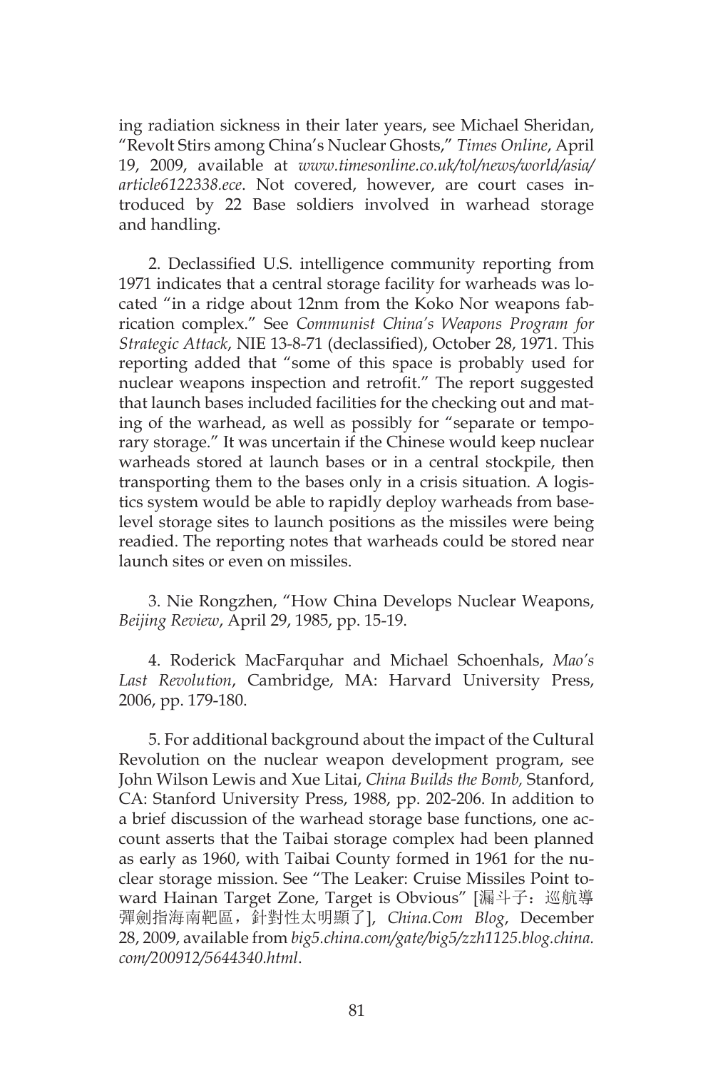ing radiation sickness in their later years, see Michael Sheridan, "Revolt Stirs among China's Nuclear Ghosts," *Times Online*, April 19, 2009, available at *www.timesonline.co.uk/tol/news/world/asia/article6122338.ece*. Not covered, however, are court cases introduced by 22 Base soldiers involved in warhead storage and handling.

2. Declassified U.S. intelligence community reporting from 1971 indicates that a central storage facility for warheads was located "in a ridge about 12nm from the Koko Nor weapons fabrication complex." See *Communist China's Weapons Program for Strategic Attack*, NIE 13-8-71 (declassified), October 28, 1971. This reporting added that "some of this space is probably used for nuclear weapons inspection and retrofit." The report suggested that launch bases included facilities for the checking out and mating of the warhead, as well as possibly for "separate or temporary storage." It was uncertain if the Chinese would keep nuclear warheads stored at launch bases or in a central stockpile, then transporting them to the bases only in a crisis situation. A logistics system would be able to rapidly deploy warheads from base-level storage sites to launch positions as the missiles were being readied. The reporting notes that warheads could be stored near launch sites or even on missiles.

3. Nie Rongzhen, "How China Develops Nuclear Weapons, *Beijing Review*, April 29, 1985, pp. 15-19.

4. Roderick MacFarquhar and Michael Schoenhals, *Mao's Last Revolution*, Cambridge, MA: Harvard University Press, 2006, pp. 179-180.

5. For additional background about the impact of the Cultural Revolution on the nuclear weapon development program, see John Wilson Lewis and Xue Litai, *China Builds the Bomb,* Stanford, CA: Stanford University Press, 1988, pp. 202-206. In addition to a brief discussion of the warhead storage base functions, one account asserts that the Taibai storage complex had been planned as early as 1960, with Taibai County formed in 1961 for the nuclear storage mission. See "The Leaker: Cruise Missiles Point toward Hainan Target Zone, Target is Obvious" [漏斗子：巡航導彈劍指海南靶區，針對性太明顯了], *China.Com Blog*, December 28, 2009, available from *big5.china.com/gate/big5/zzh1125.blog.china.com/200912/5644340.html*.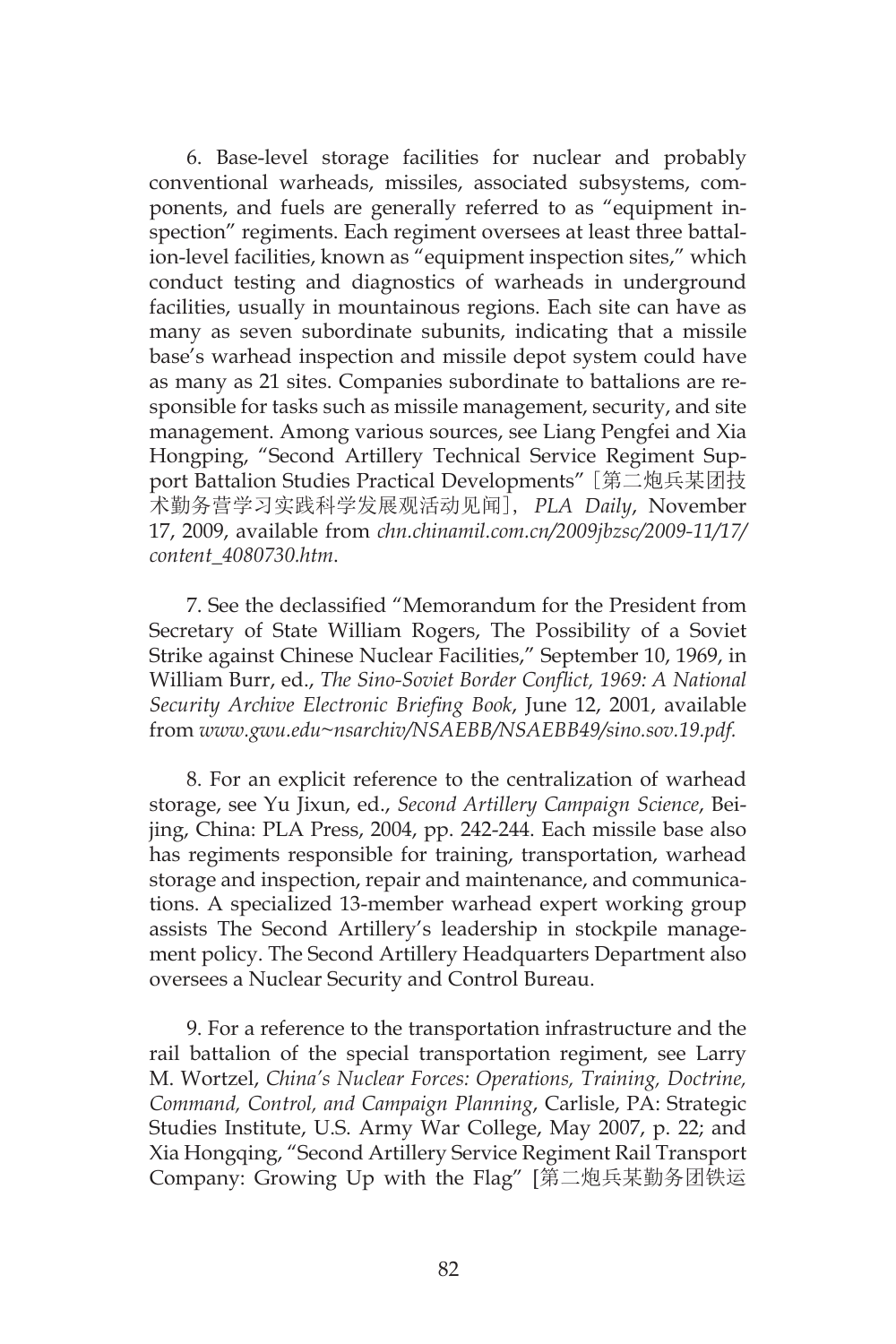6. Base-level storage facilities for nuclear and probably conventional warheads, missiles, associated subsystems, components, and fuels are generally referred to as "equipment inspection" regiments. Each regiment oversees at least three battalion-level facilities, known as "equipment inspection sites," which conduct testing and diagnostics of warheads in underground facilities, usually in mountainous regions. Each site can have as many as seven subordinate subunits, indicating that a missile base's warhead inspection and missile depot system could have as many as 21 sites. Companies subordinate to battalions are responsible for tasks such as missile management, security, and site management. Among various sources, see Liang Pengfei and Xia Hongping, "Second Artillery Technical Service Regiment Support Battalion Studies Practical Developments"［第二炮兵某团技术勤务营学习实践科学发展观活动见闻］, *PLA Daily*, November 17, 2009, available from *chn.chinamil.com.cn/2009jbzsc/2009-11/17/content_4080730.htm*.

7. See the declassified "Memorandum for the President from Secretary of State William Rogers, The Possibility of a Soviet Strike against Chinese Nuclear Facilities," September 10, 1969, in William Burr, ed., *The Sino-Soviet Border Conflict, 1969: A National Security Archive Electronic Briefing Book*, June 12, 2001, available from *www.gwu.edu~nsarchiv/NSAEBB/NSAEBB49/sino.sov.19.pdf*.

8. For an explicit reference to the centralization of warhead storage, see Yu Jixun, ed., *Second Artillery Campaign Science*, Beijing, China: PLA Press, 2004, pp. 242-244. Each missile base also has regiments responsible for training, transportation, warhead storage and inspection, repair and maintenance, and communications. A specialized 13-member warhead expert working group assists The Second Artillery's leadership in stockpile management policy. The Second Artillery Headquarters Department also oversees a Nuclear Security and Control Bureau.

9. For a reference to the transportation infrastructure and the rail battalion of the special transportation regiment, see Larry M. Wortzel, *China's Nuclear Forces: Operations, Training, Doctrine, Command, Control, and Campaign Planning*, Carlisle, PA: Strategic Studies Institute, U.S. Army War College, May 2007, p. 22; and Xia Hongqing, "Second Artillery Service Regiment Rail Transport Company: Growing Up with the Flag" [第二炮兵某勤务团铁运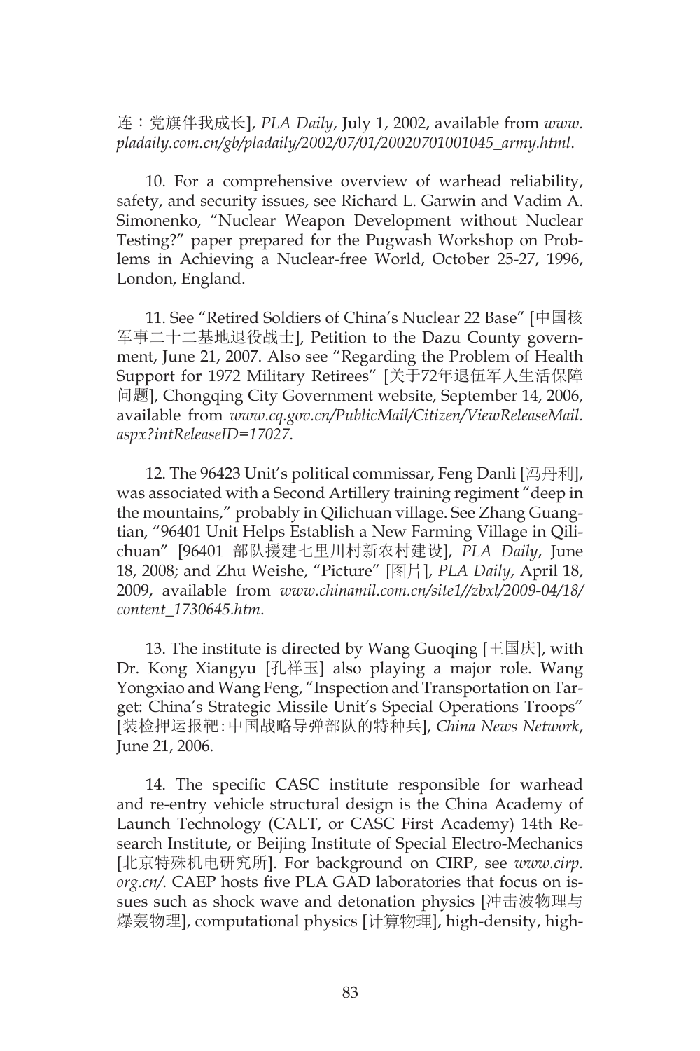连：党旗伴我成长], *PLA Daily*, July 1, 2002, available from *www.pladaily.com.cn/gb/pladaily/2002/07/01/20020701001045_army.html*.

10. For a comprehensive overview of warhead reliability, safety, and security issues, see Richard L. Garwin and Vadim A. Simonenko, "Nuclear Weapon Development without Nuclear Testing?" paper prepared for the Pugwash Workshop on Problems in Achieving a Nuclear-free World, October 25-27, 1996, London, England.

11. See "Retired Soldiers of China's Nuclear 22 Base" [中国核军事二十二基地退役战士], Petition to the Dazu County government, June 21, 2007. Also see "Regarding the Problem of Health Support for 1972 Military Retirees" [关于72年退伍军人生活保障问题], Chongqing City Government website, September 14, 2006, available from *www.cq.gov.cn/PublicMail/Citizen/ViewReleaseMail.aspx?intReleaseID=17027*.

12. The 96423 Unit's political commissar, Feng Danli [冯丹利], was associated with a Second Artillery training regiment "deep in the mountains," probably in Qilichuan village. See Zhang Guangtian, "96401 Unit Helps Establish a New Farming Village in Qilichuan" [96401 部队援建七里川村新农村建设], *PLA Daily*, June 18, 2008; and Zhu Weishe, "Picture" [图片], *PLA Daily*, April 18, 2009, available from *www.chinamil.com.cn/site1//zbxl/2009-04/18/content_1730645.htm*.

13. The institute is directed by Wang Guoqing [王国庆], with Dr. Kong Xiangyu [孔祥玉] also playing a major role. Wang Yongxiao and Wang Feng, "Inspection and Transportation on Target: China's Strategic Missile Unit's Special Operations Troops" [装检押运报靶：中国战略导弹部队的特种兵], *China News Network*, June 21, 2006.

14. The specific CASC institute responsible for warhead and re-entry vehicle structural design is the China Academy of Launch Technology (CALT, or CASC First Academy) 14th Research Institute, or Beijing Institute of Special Electro-Mechanics [北京特殊机电研究所]. For background on CIRP, see *www.cirp.org.cn/*. CAEP hosts five PLA GAD laboratories that focus on issues such as shock wave and detonation physics [冲击波物理与爆轰物理], computational physics [计算物理], high-density, high-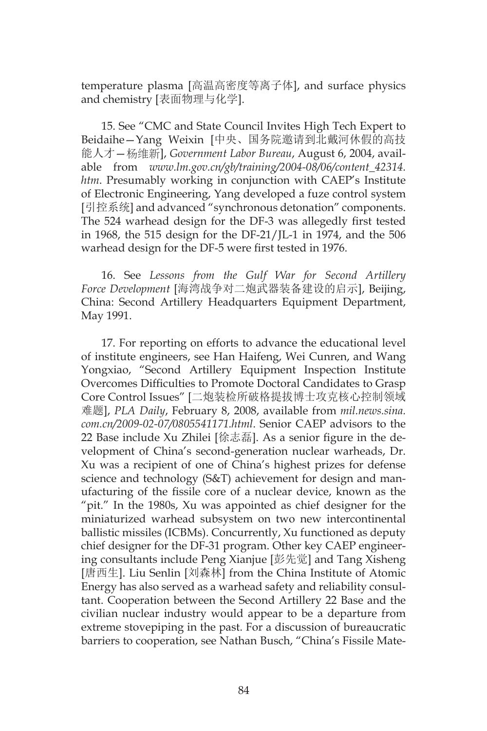temperature plasma [高温高密度等离子体], and surface physics and chemistry [表面物理与化学].

15. See "CMC and State Council Invites High Tech Expert to Beidaihe—Yang Weixin [中央、国务院邀请到北戴河休假的高技能人才—杨维新], *Government Labor Bureau*, August 6, 2004, available from *www.lm.gov.cn/gb/training/2004-08/06/content_42314.htm*. Presumably working in conjunction with CAEP's Institute of Electronic Engineering, Yang developed a fuze control system [引控系统] and advanced "synchronous detonation" components. The 524 warhead design for the DF-3 was allegedly first tested in 1968, the 515 design for the DF-21/JL-1 in 1974, and the 506 warhead design for the DF-5 were first tested in 1976.

16. See *Lessons from the Gulf War for Second Artillery Force Development* [海湾战争对二炮武器装备建设的启示], Beijing, China: Second Artillery Headquarters Equipment Department, May 1991.

17. For reporting on efforts to advance the educational level of institute engineers, see Han Haifeng, Wei Cunren, and Wang Yongxiao, "Second Artillery Equipment Inspection Institute Overcomes Difficulties to Promote Doctoral Candidates to Grasp Core Control Issues" [二炮装检所破格提拔博士攻克核心控制领域难题], *PLA Daily*, February 8, 2008, available from *mil.news.sina.com.cn/2009-02-07/0805541171.html*. Senior CAEP advisors to the 22 Base include Xu Zhilei [徐志磊]. As a senior figure in the development of China's second-generation nuclear warheads, Dr. Xu was a recipient of one of China's highest prizes for defense science and technology (S&T) achievement for design and manufacturing of the fissile core of a nuclear device, known as the "pit." In the 1980s, Xu was appointed as chief designer for the miniaturized warhead subsystem on two new intercontinental ballistic missiles (ICBMs). Concurrently, Xu functioned as deputy chief designer for the DF-31 program. Other key CAEP engineering consultants include Peng Xianjue [彭先觉] and Tang Xisheng [唐西生]. Liu Senlin [刘森林] from the China Institute of Atomic Energy has also served as a warhead safety and reliability consultant. Cooperation between the Second Artillery 22 Base and the civilian nuclear industry would appear to be a departure from extreme stovepiping in the past. For a discussion of bureaucratic barriers to cooperation, see Nathan Busch, "China's Fissile Mate-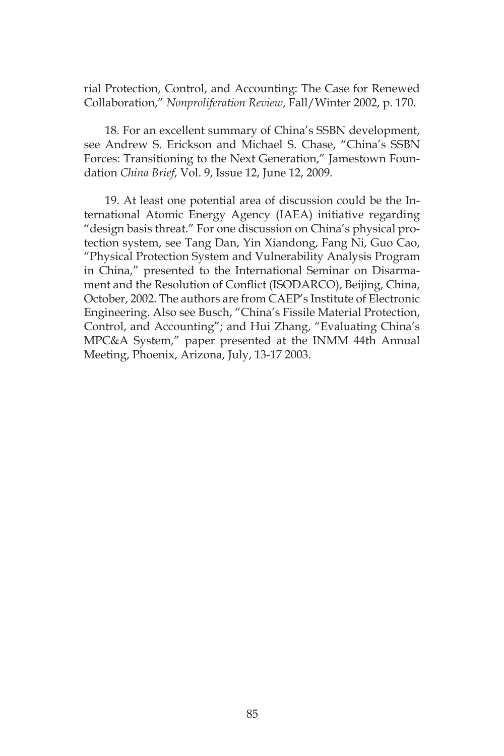rial Protection, Control, and Accounting: The Case for Renewed Collaboration," *Nonproliferation Review*, Fall/Winter 2002, p. 170.

18. For an excellent summary of China's SSBN development, see Andrew S. Erickson and Michael S. Chase, "China's SSBN Forces: Transitioning to the Next Generation," Jamestown Foundation *China Brief*, Vol. 9, Issue 12, June 12, 2009.

19. At least one potential area of discussion could be the International Atomic Energy Agency (IAEA) initiative regarding "design basis threat." For one discussion on China's physical protection system, see Tang Dan, Yin Xiandong, Fang Ni, Guo Cao, "Physical Protection System and Vulnerability Analysis Program in China," presented to the International Seminar on Disarmament and the Resolution of Conflict (ISODARCO), Beijing, China, October, 2002. The authors are from CAEP's Institute of Electronic Engineering. Also see Busch, "China's Fissile Material Protection, Control, and Accounting"; and Hui Zhang, "Evaluating China's MPC&A System," paper presented at the INMM 44th Annual Meeting, Phoenix, Arizona, July, 13-17 2003.